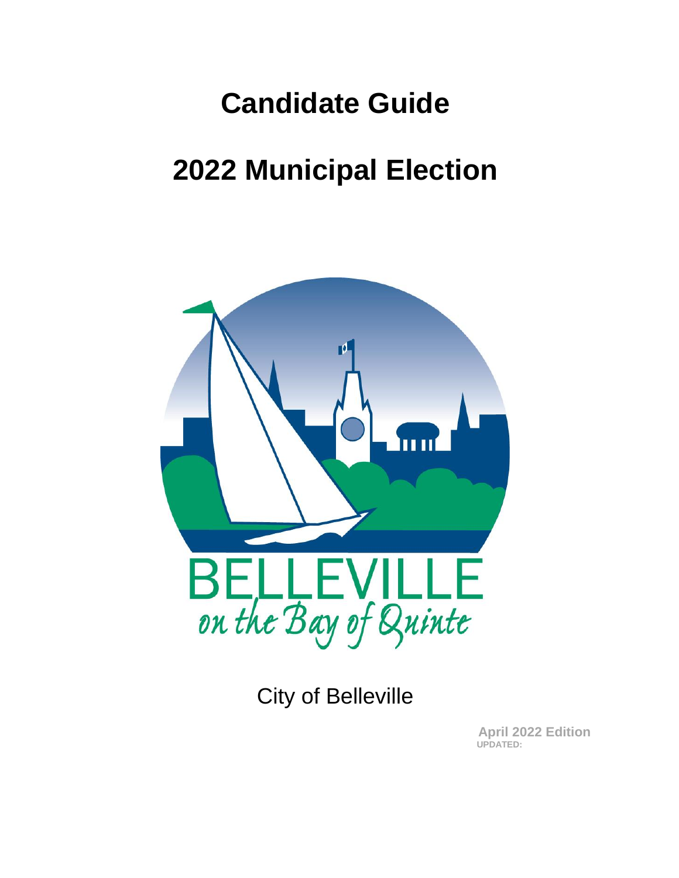# Candidate Guide

# 2022 Municipal Election

BELLEVILLE
on the Bay of Quinte

City of Belleville

**April 2022 Edition**
**UPDATED:**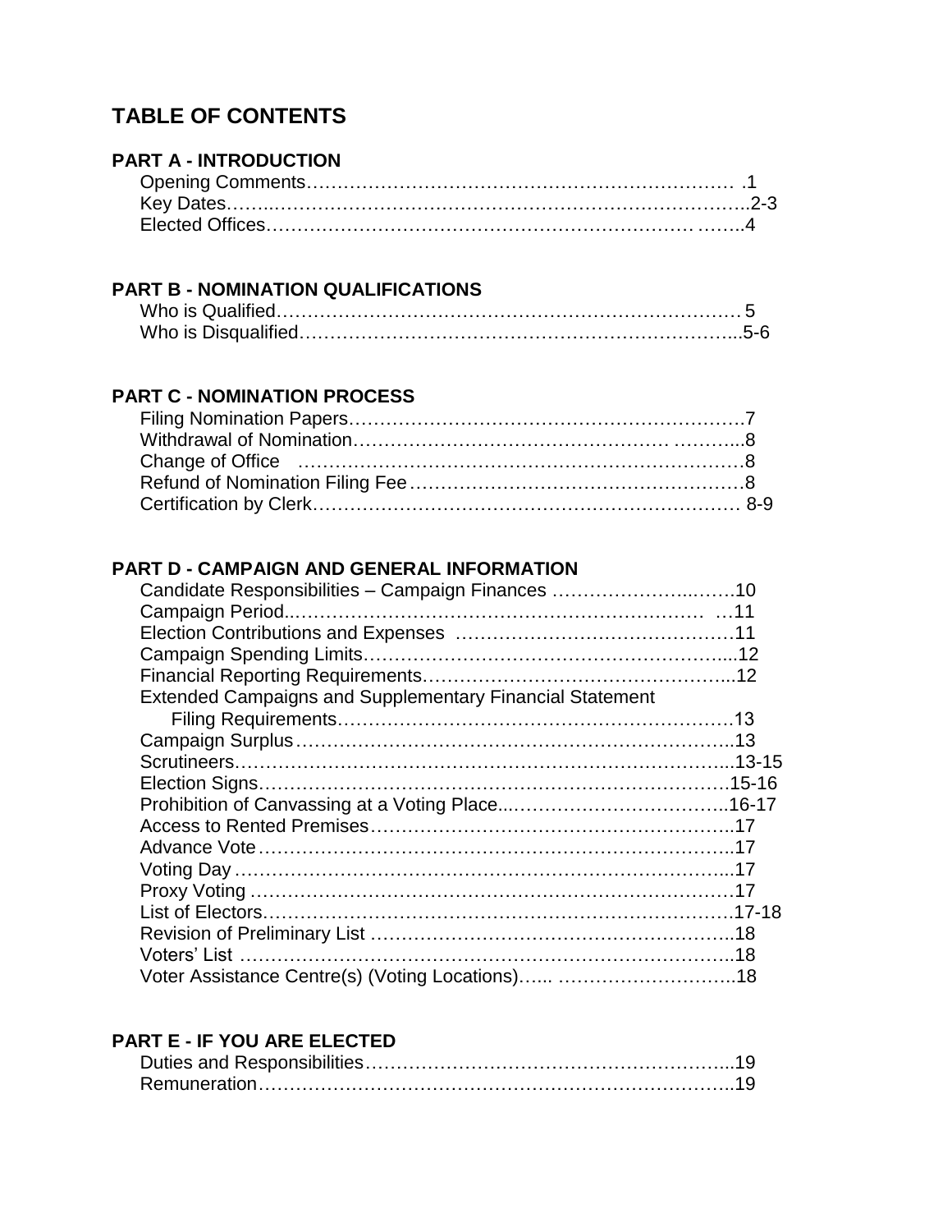# TABLE OF CONTENTS

## PART A - INTRODUCTION

Opening Comments…………………………………………………………… .1
Key Dates……………………………………………………………………….2-3
Elected Offices…………………………………………………………… ……..4

## PART B - NOMINATION QUALIFICATIONS

Who is Qualified………………………………………………………………… 5
Who is Disqualified……………………………………………………………...5-6

## PART C - NOMINATION PROCESS

Filing Nomination Papers………………………………………………………7
Withdrawal of Nomination………………………………………… ………...8
Change of Office ……………………………………………………………8
Refund of Nomination Filing Fee………………………………………………8
Certification by Clerk…………………………………………………………… 8-9

## PART D - CAMPAIGN AND GENERAL INFORMATION

Candidate Responsibilities – Campaign Finances ……………………..…….10
Campaign Period…………………………………………………………… …11
Election Contributions and Expenses ………………………………………11
Campaign Spending Limits………………………………………………….....12
Financial Reporting Requirements…………………………………………...12
Extended Campaigns and Supplementary Financial Statement
Filing Requirements………………………………………………………13
Campaign Surplus……………………………………………………………..13
Scrutineers……………………………………………………………………..13-15
Election Signs………………………………………………………………….15-16
Prohibition of Canvassing at a Voting Place..…………………………….16-17
Access to Rented Premises…………………………………………………..17
Advance Vote…………………………………………………………………..17
Voting Day ……………………………………………………………………...17
Proxy Voting ……………………………………………………………………17
List of Electors…………………………………………………………………17-18
Revision of Preliminary List …………………………………………………..18
Voters' List ……………………………………………………………………..18
Voter Assistance Centre(s) (Voting Locations)…... ………………………..18

## PART E - IF YOU ARE ELECTED

Duties and Responsibilities…………………………………………………...19
Remuneration…………………………………………………………………..19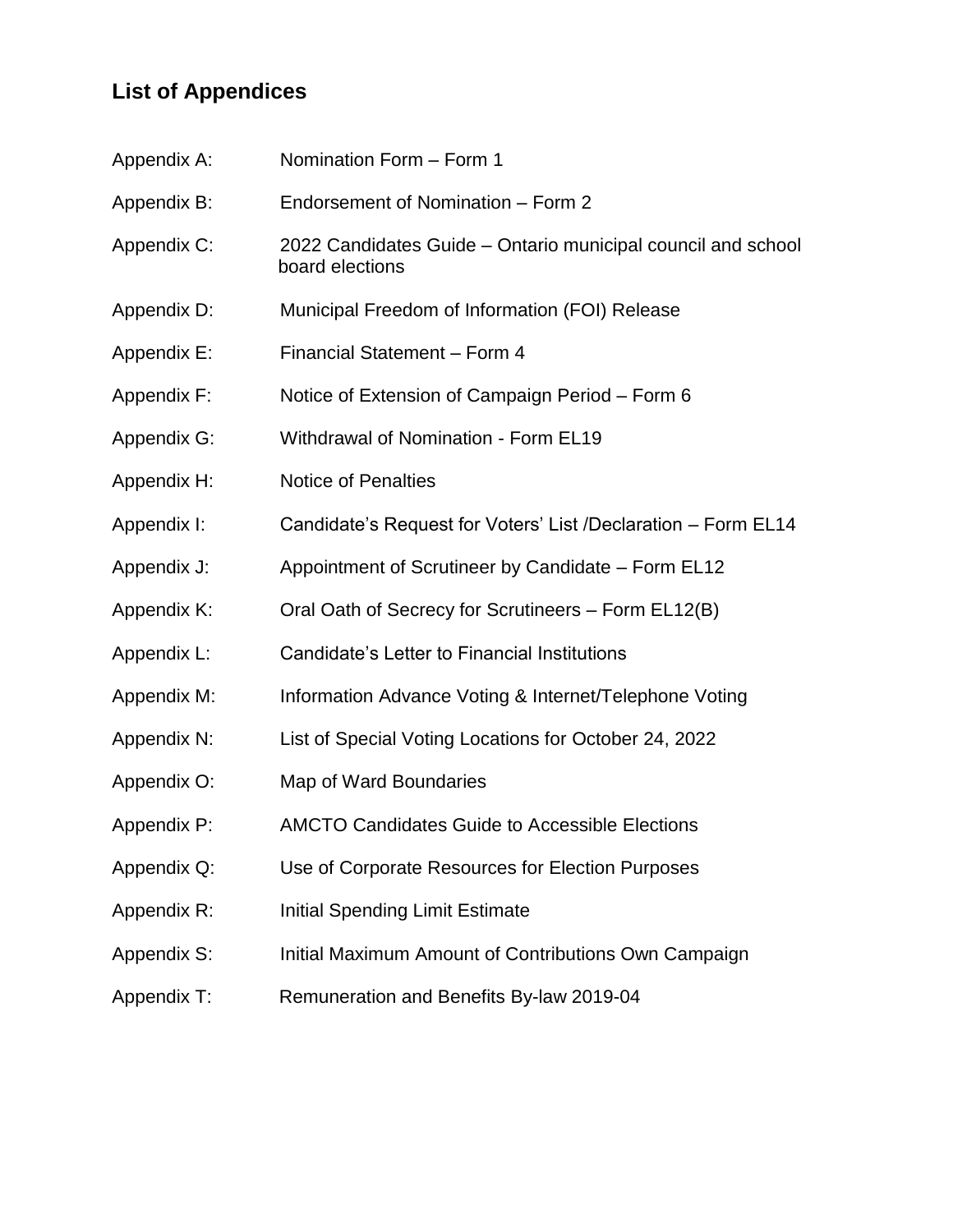## List of Appendices

| | |
|---|---|
| Appendix A: | Nomination Form – Form 1 |
| Appendix B: | Endorsement of Nomination – Form 2 |
| Appendix C: | 2022 Candidates Guide – Ontario municipal council and school board elections |
| Appendix D: | Municipal Freedom of Information (FOI) Release |
| Appendix E: | Financial Statement – Form 4 |
| Appendix F: | Notice of Extension of Campaign Period – Form 6 |
| Appendix G: | Withdrawal of Nomination - Form EL19 |
| Appendix H: | Notice of Penalties |
| Appendix I: | Candidate's Request for Voters' List /Declaration – Form EL14 |
| Appendix J: | Appointment of Scrutineer by Candidate – Form EL12 |
| Appendix K: | Oral Oath of Secrecy for Scrutineers – Form EL12(B) |
| Appendix L: | Candidate's Letter to Financial Institutions |
| Appendix M: | Information Advance Voting & Internet/Telephone Voting |
| Appendix N: | List of Special Voting Locations for October 24, 2022 |
| Appendix O: | Map of Ward Boundaries |
| Appendix P: | AMCTO Candidates Guide to Accessible Elections |
| Appendix Q: | Use of Corporate Resources for Election Purposes |
| Appendix R: | Initial Spending Limit Estimate |
| Appendix S: | Initial Maximum Amount of Contributions Own Campaign |
| Appendix T: | Remuneration and Benefits By-law 2019-04 |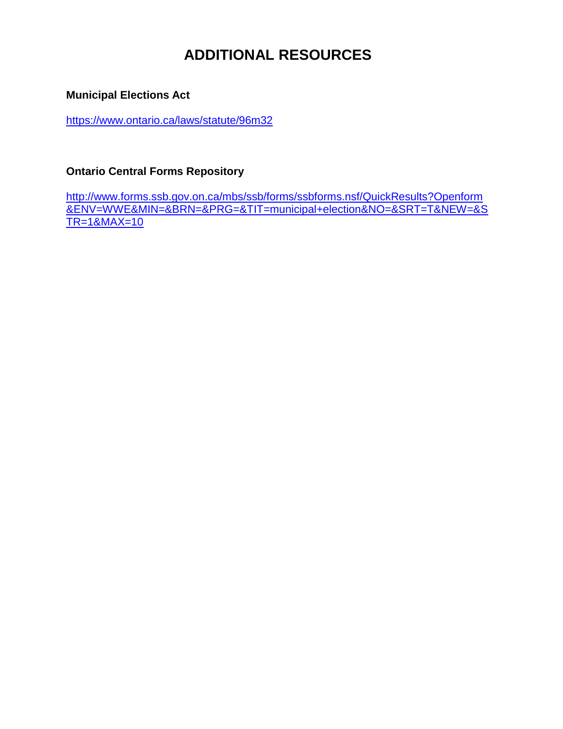# ADDITIONAL RESOURCES

**Municipal Elections Act**

https://www.ontario.ca/laws/statute/96m32

**Ontario Central Forms Repository**

http://www.forms.ssb.gov.on.ca/mbs/ssb/forms/ssbforms.nsf/QuickResults?Openform&ENV=WWE&MIN=&BRN=&PRG=&TIT=municipal+election&NO=&SRT=T&NEW=&STR=1&MAX=10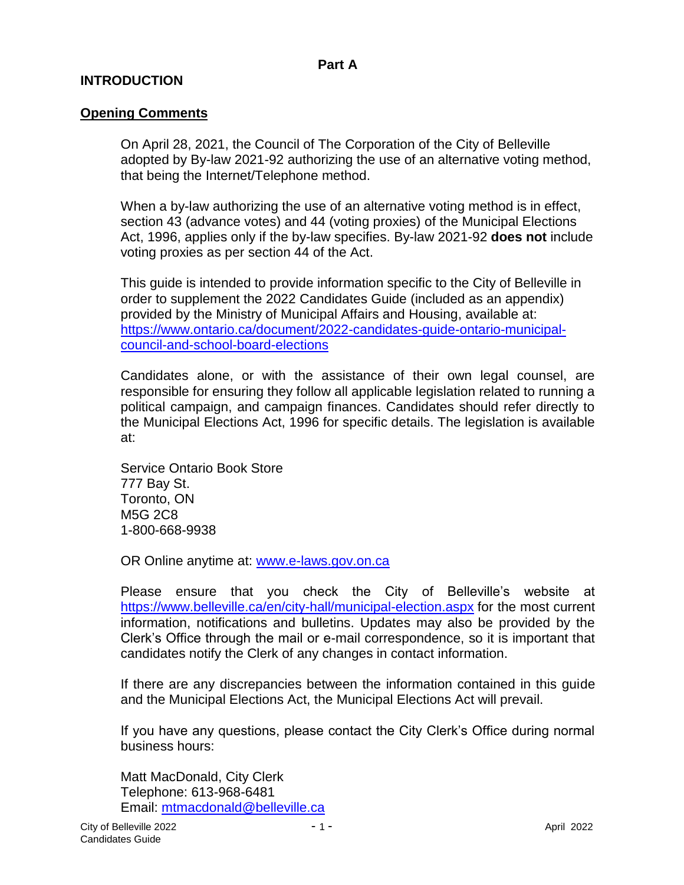## Part A

## INTRODUCTION

### Opening Comments

On April 28, 2021, the Council of The Corporation of the City of Belleville adopted by By-law 2021-92 authorizing the use of an alternative voting method, that being the Internet/Telephone method.

When a by-law authorizing the use of an alternative voting method is in effect, section 43 (advance votes) and 44 (voting proxies) of the Municipal Elections Act, 1996, applies only if the by-law specifies. By-law 2021-92 **does not** include voting proxies as per section 44 of the Act.

This guide is intended to provide information specific to the City of Belleville in order to supplement the 2022 Candidates Guide (included as an appendix) provided by the Ministry of Municipal Affairs and Housing, available at: https://www.ontario.ca/document/2022-candidates-guide-ontario-municipal-council-and-school-board-elections

Candidates alone, or with the assistance of their own legal counsel, are responsible for ensuring they follow all applicable legislation related to running a political campaign, and campaign finances. Candidates should refer directly to the Municipal Elections Act, 1996 for specific details. The legislation is available at:

Service Ontario Book Store
777 Bay St.
Toronto, ON
M5G 2C8
1-800-668-9938

OR Online anytime at: www.e-laws.gov.on.ca

Please ensure that you check the City of Belleville's website at https://www.belleville.ca/en/city-hall/municipal-election.aspx for the most current information, notifications and bulletins. Updates may also be provided by the Clerk's Office through the mail or e-mail correspondence, so it is important that candidates notify the Clerk of any changes in contact information.

If there are any discrepancies between the information contained in this guide and the Municipal Elections Act, the Municipal Elections Act will prevail.

If you have any questions, please contact the City Clerk's Office during normal business hours:

Matt MacDonald, City Clerk
Telephone: 613-968-6481
Email: mtmacdonald@belleville.ca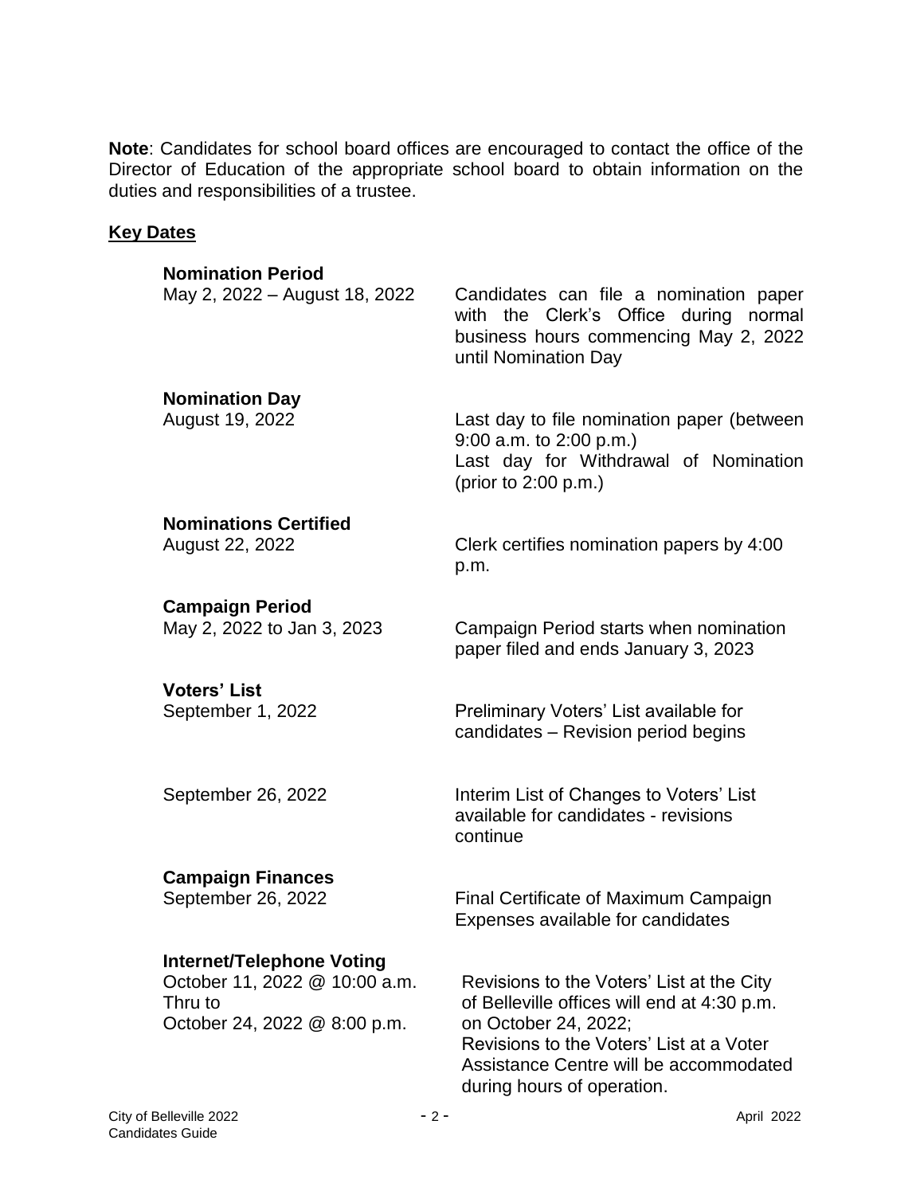**Note**: Candidates for school board offices are encouraged to contact the office of the Director of Education of the appropriate school board to obtain information on the duties and responsibilities of a trustee.

## Key Dates

**Nomination Period**

May 2, 2022 – August 18, 2022 — Candidates can file a nomination paper with the Clerk's Office during normal business hours commencing May 2, 2022 until Nomination Day

**Nomination Day**

August 19, 2022 — Last day to file nomination paper (between 9:00 a.m. to 2:00 p.m.)
Last day for Withdrawal of Nomination (prior to 2:00 p.m.)

**Nominations Certified**

August 22, 2022 — Clerk certifies nomination papers by 4:00 p.m.

**Campaign Period**

May 2, 2022 to Jan 3, 2023 — Campaign Period starts when nomination paper filed and ends January 3, 2023

**Voters' List**

September 1, 2022 — Preliminary Voters' List available for candidates – Revision period begins

September 26, 2022 — Interim List of Changes to Voters' List available for candidates - revisions continue

**Campaign Finances**

September 26, 2022 — Final Certificate of Maximum Campaign Expenses available for candidates

**Internet/Telephone Voting**

October 11, 2022 @ 10:00 a.m. Thru to October 24, 2022 @ 8:00 p.m. — Revisions to the Voters' List at the City of Belleville offices will end at 4:30 p.m. on October 24, 2022;
Revisions to the Voters' List at a Voter Assistance Centre will be accommodated during hours of operation.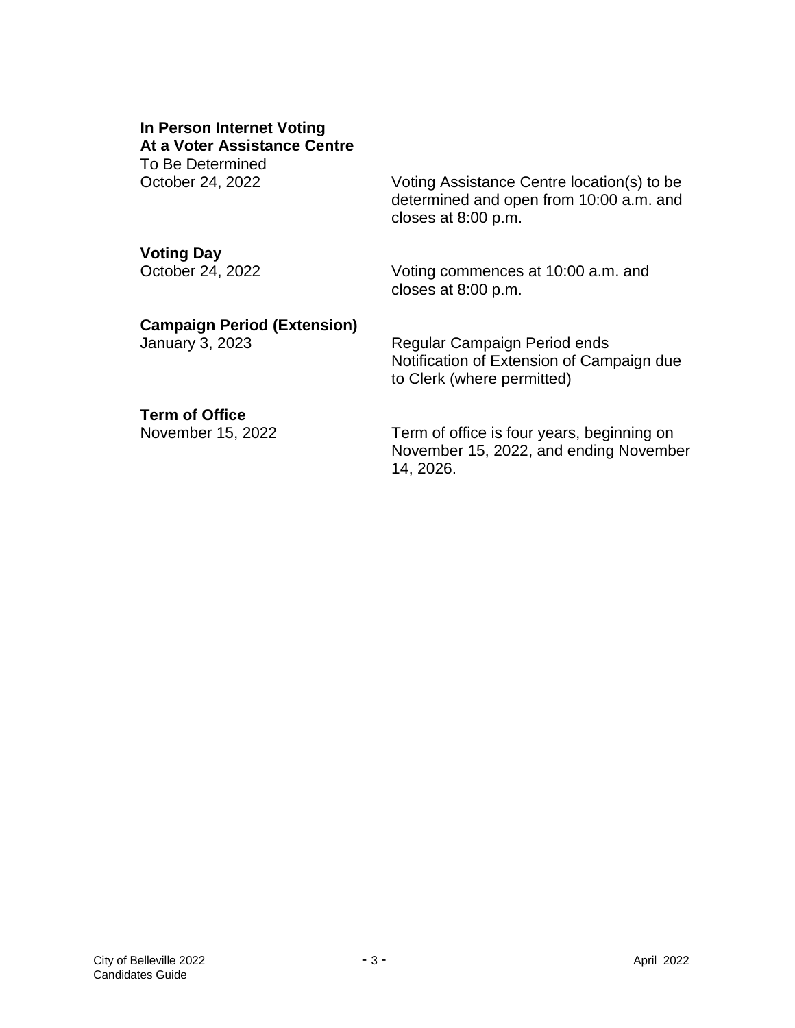**In Person Internet Voting**
**At a Voter Assistance Centre**

To Be Determined

October 24, 2022 — Voting Assistance Centre location(s) to be determined and open from 10:00 a.m. and closes at 8:00 p.m.

**Voting Day**

October 24, 2022 — Voting commences at 10:00 a.m. and closes at 8:00 p.m.

**Campaign Period (Extension)**

January 3, 2023 — Regular Campaign Period ends
Notification of Extension of Campaign due to Clerk (where permitted)

**Term of Office**

November 15, 2022 — Term of office is four years, beginning on November 15, 2022, and ending November 14, 2026.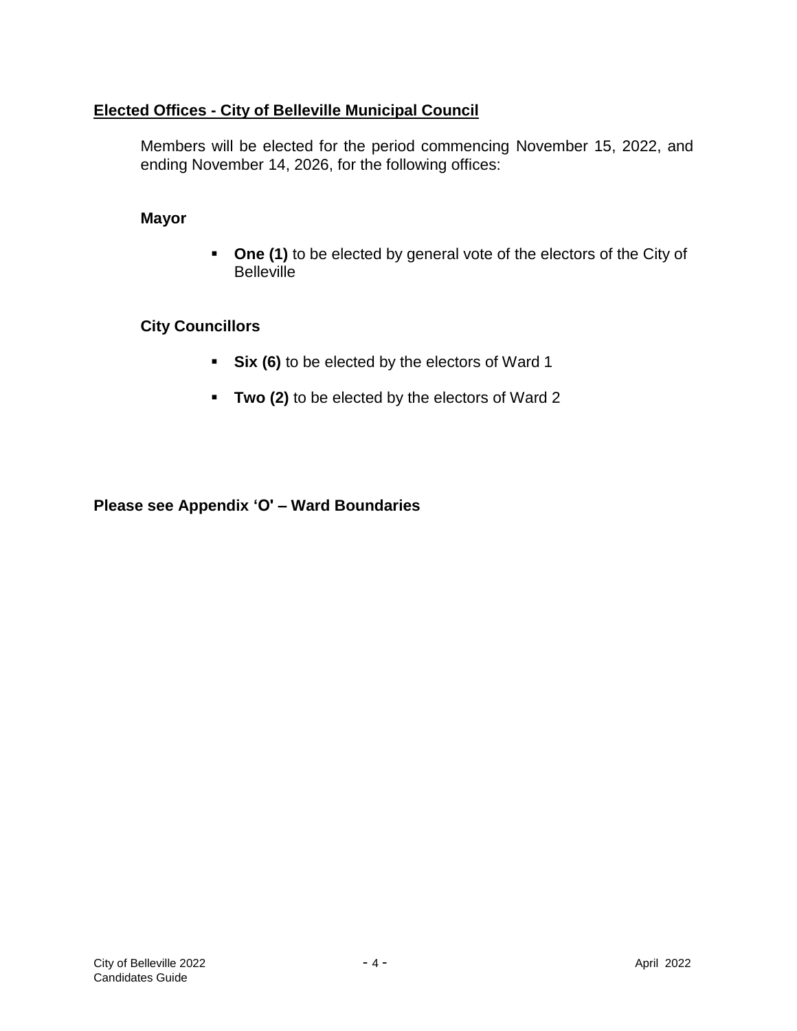## Elected Offices - City of Belleville Municipal Council

Members will be elected for the period commencing November 15, 2022, and ending November 14, 2026, for the following offices:

### Mayor

- **One (1)** to be elected by general vote of the electors of the City of Belleville

### City Councillors

- **Six (6)** to be elected by the electors of Ward 1
- **Two (2)** to be elected by the electors of Ward 2

**Please see Appendix ‘O' – Ward Boundaries**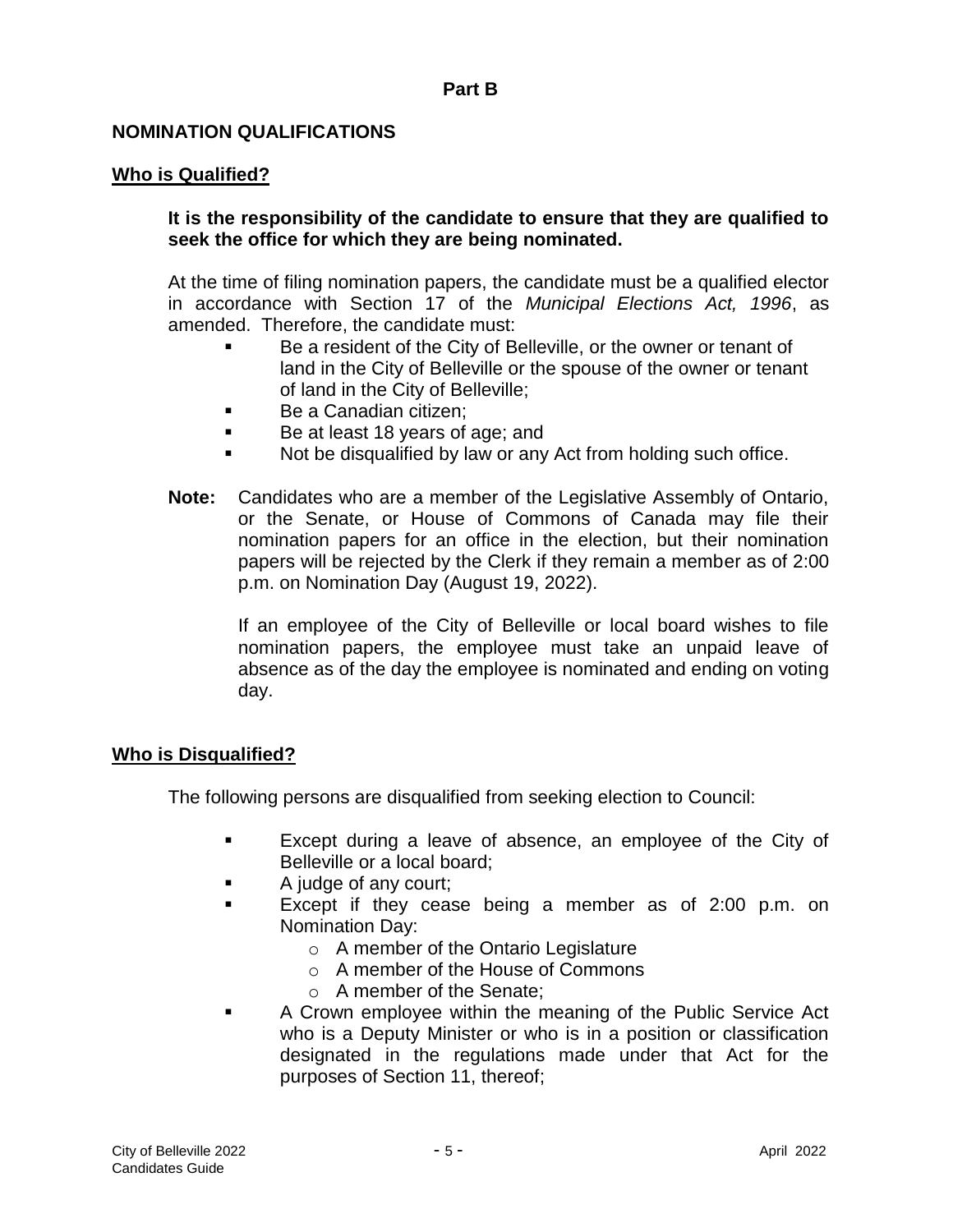**Part B**

## NOMINATION QUALIFICATIONS

### Who is Qualified?

**It is the responsibility of the candidate to ensure that they are qualified to seek the office for which they are being nominated.**

At the time of filing nomination papers, the candidate must be a qualified elector in accordance with Section 17 of the *Municipal Elections Act, 1996*, as amended. Therefore, the candidate must:

- Be a resident of the City of Belleville, or the owner or tenant of land in the City of Belleville or the spouse of the owner or tenant of land in the City of Belleville;
- Be a Canadian citizen;
- Be at least 18 years of age; and
- Not be disqualified by law or any Act from holding such office.

**Note:** Candidates who are a member of the Legislative Assembly of Ontario, or the Senate, or House of Commons of Canada may file their nomination papers for an office in the election, but their nomination papers will be rejected by the Clerk if they remain a member as of 2:00 p.m. on Nomination Day (August 19, 2022).

If an employee of the City of Belleville or local board wishes to file nomination papers, the employee must take an unpaid leave of absence as of the day the employee is nominated and ending on voting day.

### Who is Disqualified?

The following persons are disqualified from seeking election to Council:

- Except during a leave of absence, an employee of the City of Belleville or a local board;
- A judge of any court;
- Except if they cease being a member as of 2:00 p.m. on Nomination Day:
  - A member of the Ontario Legislature
  - A member of the House of Commons
  - A member of the Senate;
- A Crown employee within the meaning of the Public Service Act who is a Deputy Minister or who is in a position or classification designated in the regulations made under that Act for the purposes of Section 11, thereof;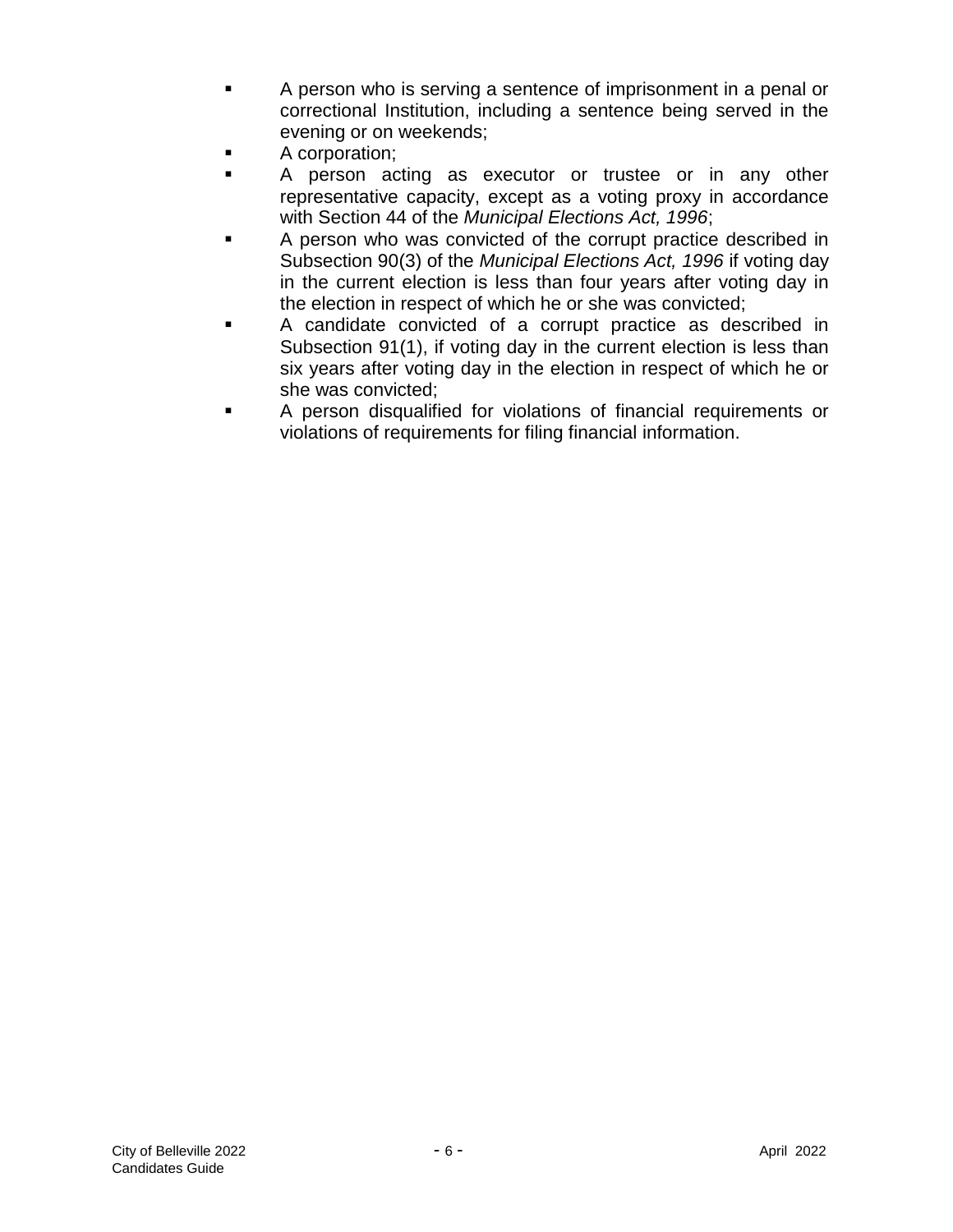- A person who is serving a sentence of imprisonment in a penal or correctional Institution, including a sentence being served in the evening or on weekends;
- A corporation;
- A person acting as executor or trustee or in any other representative capacity, except as a voting proxy in accordance with Section 44 of the *Municipal Elections Act, 1996*;
- A person who was convicted of the corrupt practice described in Subsection 90(3) of the *Municipal Elections Act, 1996* if voting day in the current election is less than four years after voting day in the election in respect of which he or she was convicted;
- A candidate convicted of a corrupt practice as described in Subsection 91(1), if voting day in the current election is less than six years after voting day in the election in respect of which he or she was convicted;
- A person disqualified for violations of financial requirements or violations of requirements for filing financial information.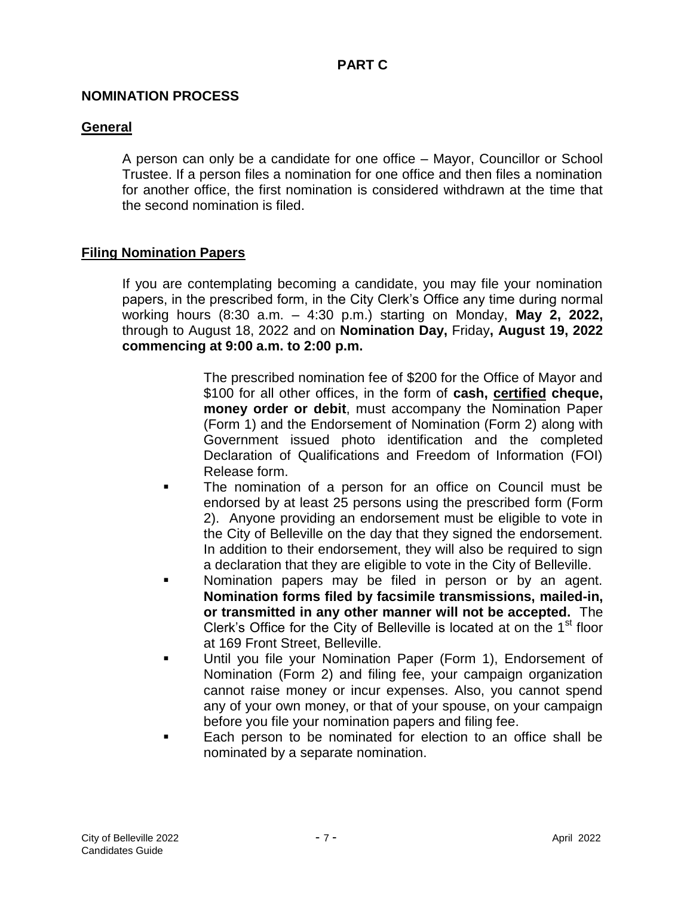## PART C

## NOMINATION PROCESS

### General

A person can only be a candidate for one office – Mayor, Councillor or School Trustee. If a person files a nomination for one office and then files a nomination for another office, the first nomination is considered withdrawn at the time that the second nomination is filed.

### Filing Nomination Papers

If you are contemplating becoming a candidate, you may file your nomination papers, in the prescribed form, in the City Clerk's Office any time during normal working hours (8:30 a.m. – 4:30 p.m.) starting on Monday, **May 2, 2022,** through to August 18, 2022 and on **Nomination Day,** Friday**, August 19, 2022 commencing at 9:00 a.m. to 2:00 p.m.**

The prescribed nomination fee of $200 for the Office of Mayor and $100 for all other offices, in the form of **cash, <u>certified</u> cheque, money order or debit**, must accompany the Nomination Paper (Form 1) and the Endorsement of Nomination (Form 2) along with Government issued photo identification and the completed Declaration of Qualifications and Freedom of Information (FOI) Release form.

- The nomination of a person for an office on Council must be endorsed by at least 25 persons using the prescribed form (Form 2). Anyone providing an endorsement must be eligible to vote in the City of Belleville on the day that they signed the endorsement. In addition to their endorsement, they will also be required to sign a declaration that they are eligible to vote in the City of Belleville.
- Nomination papers may be filed in person or by an agent. **Nomination forms filed by facsimile transmissions, mailed-in, or transmitted in any other manner will not be accepted.** The Clerk's Office for the City of Belleville is located at on the 1st floor at 169 Front Street, Belleville.
- Until you file your Nomination Paper (Form 1), Endorsement of Nomination (Form 2) and filing fee, your campaign organization cannot raise money or incur expenses. Also, you cannot spend any of your own money, or that of your spouse, on your campaign before you file your nomination papers and filing fee.
- Each person to be nominated for election to an office shall be nominated by a separate nomination.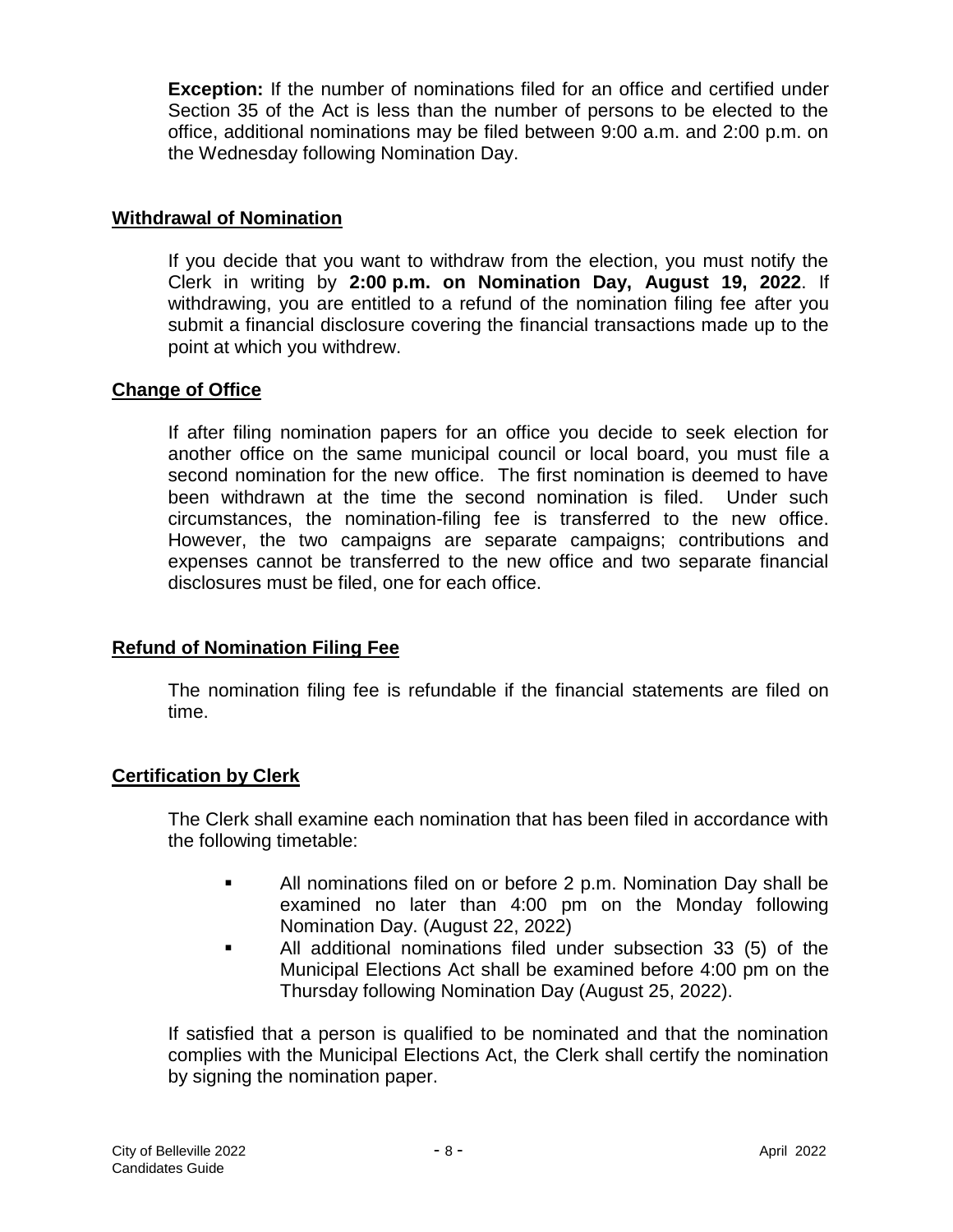**Exception:** If the number of nominations filed for an office and certified under Section 35 of the Act is less than the number of persons to be elected to the office, additional nominations may be filed between 9:00 a.m. and 2:00 p.m. on the Wednesday following Nomination Day.

## Withdrawal of Nomination

If you decide that you want to withdraw from the election, you must notify the Clerk in writing by **2:00 p.m. on Nomination Day, August 19, 2022**. If withdrawing, you are entitled to a refund of the nomination filing fee after you submit a financial disclosure covering the financial transactions made up to the point at which you withdrew.

## Change of Office

If after filing nomination papers for an office you decide to seek election for another office on the same municipal council or local board, you must file a second nomination for the new office. The first nomination is deemed to have been withdrawn at the time the second nomination is filed. Under such circumstances, the nomination-filing fee is transferred to the new office. However, the two campaigns are separate campaigns; contributions and expenses cannot be transferred to the new office and two separate financial disclosures must be filed, one for each office.

## Refund of Nomination Filing Fee

The nomination filing fee is refundable if the financial statements are filed on time.

## Certification by Clerk

The Clerk shall examine each nomination that has been filed in accordance with the following timetable:

- All nominations filed on or before 2 p.m. Nomination Day shall be examined no later than 4:00 pm on the Monday following Nomination Day. (August 22, 2022)
- All additional nominations filed under subsection 33 (5) of the Municipal Elections Act shall be examined before 4:00 pm on the Thursday following Nomination Day (August 25, 2022).

If satisfied that a person is qualified to be nominated and that the nomination complies with the Municipal Elections Act, the Clerk shall certify the nomination by signing the nomination paper.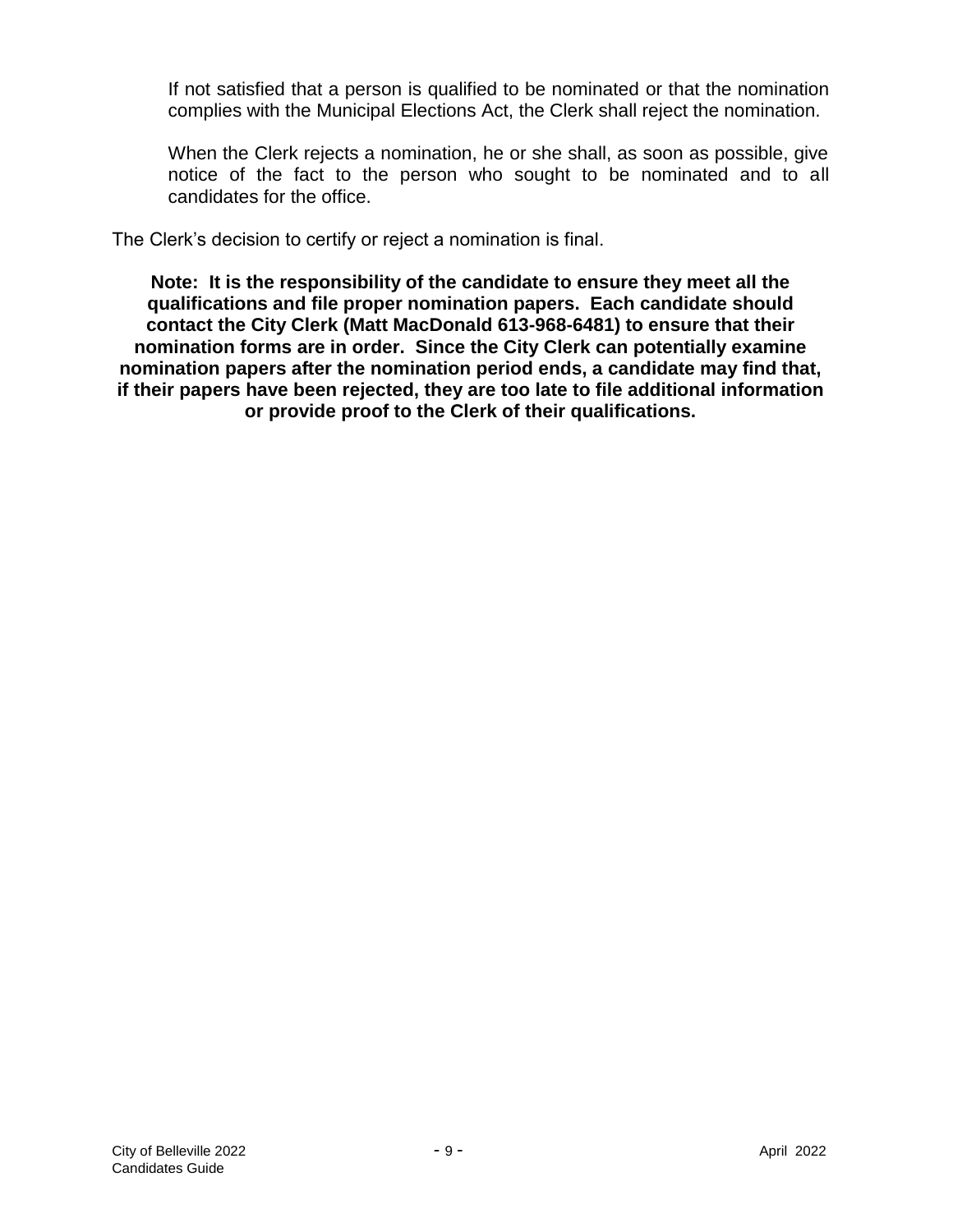If not satisfied that a person is qualified to be nominated or that the nomination complies with the Municipal Elections Act, the Clerk shall reject the nomination.

When the Clerk rejects a nomination, he or she shall, as soon as possible, give notice of the fact to the person who sought to be nominated and to all candidates for the office.

The Clerk's decision to certify or reject a nomination is final.

**Note: It is the responsibility of the candidate to ensure they meet all the qualifications and file proper nomination papers. Each candidate should contact the City Clerk (Matt MacDonald 613-968-6481) to ensure that their nomination forms are in order. Since the City Clerk can potentially examine nomination papers after the nomination period ends, a candidate may find that, if their papers have been rejected, they are too late to file additional information or provide proof to the Clerk of their qualifications.**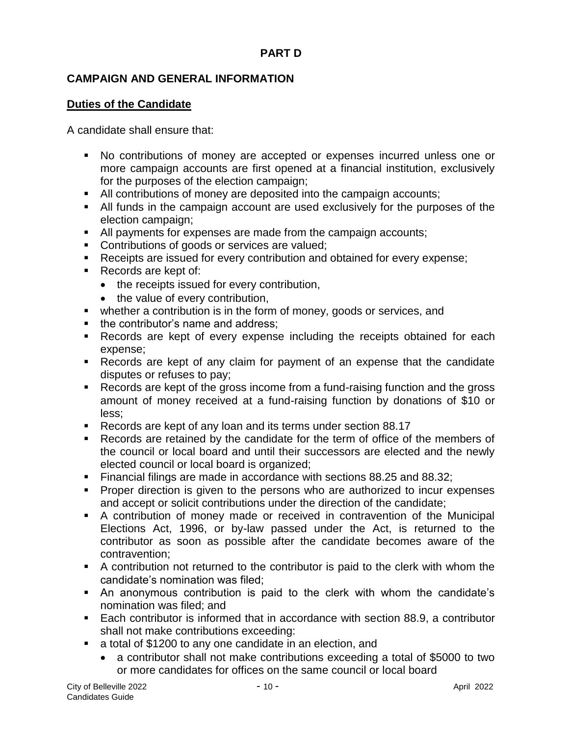**PART D**

## CAMPAIGN AND GENERAL INFORMATION

### Duties of the Candidate

A candidate shall ensure that:

- No contributions of money are accepted or expenses incurred unless one or more campaign accounts are first opened at a financial institution, exclusively for the purposes of the election campaign;
- All contributions of money are deposited into the campaign accounts;
- All funds in the campaign account are used exclusively for the purposes of the election campaign;
- All payments for expenses are made from the campaign accounts;
- Contributions of goods or services are valued;
- Receipts are issued for every contribution and obtained for every expense;
- Records are kept of:
  - the receipts issued for every contribution,
  - the value of every contribution,
- whether a contribution is in the form of money, goods or services, and
- the contributor's name and address;
- Records are kept of every expense including the receipts obtained for each expense;
- Records are kept of any claim for payment of an expense that the candidate disputes or refuses to pay;
- Records are kept of the gross income from a fund-raising function and the gross amount of money received at a fund-raising function by donations of $10 or less;
- Records are kept of any loan and its terms under section 88.17
- Records are retained by the candidate for the term of office of the members of the council or local board and until their successors are elected and the newly elected council or local board is organized;
- Financial filings are made in accordance with sections 88.25 and 88.32;
- Proper direction is given to the persons who are authorized to incur expenses and accept or solicit contributions under the direction of the candidate;
- A contribution of money made or received in contravention of the Municipal Elections Act, 1996, or by-law passed under the Act, is returned to the contributor as soon as possible after the candidate becomes aware of the contravention;
- A contribution not returned to the contributor is paid to the clerk with whom the candidate's nomination was filed;
- An anonymous contribution is paid to the clerk with whom the candidate's nomination was filed; and
- Each contributor is informed that in accordance with section 88.9, a contributor shall not make contributions exceeding:
- a total of $1200 to any one candidate in an election, and
  - a contributor shall not make contributions exceeding a total of $5000 to two or more candidates for offices on the same council or local board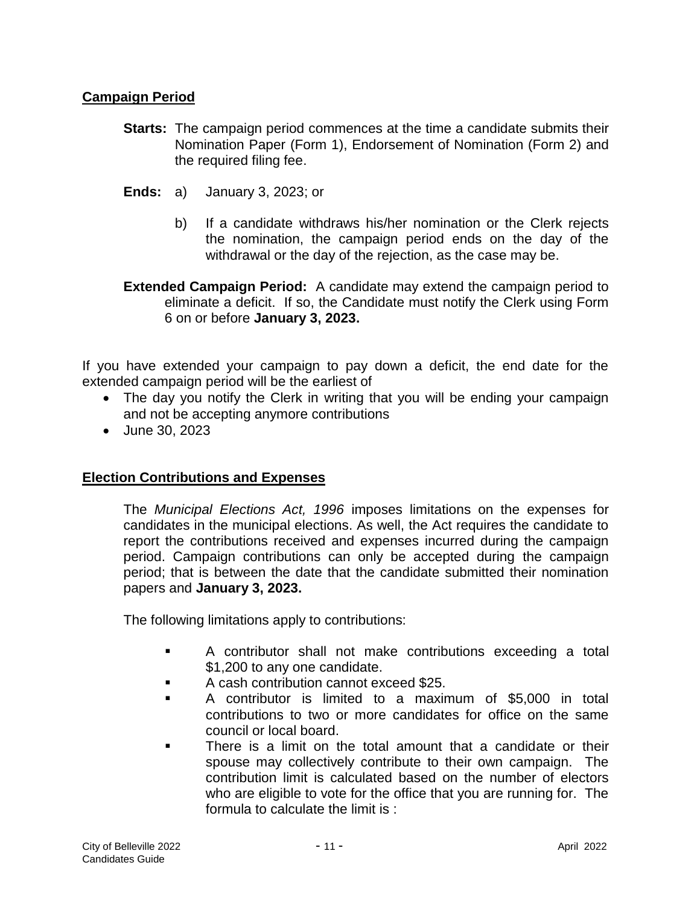## Campaign Period

**Starts:** The campaign period commences at the time a candidate submits their Nomination Paper (Form 1), Endorsement of Nomination (Form 2) and the required filing fee.

**Ends:** a) January 3, 2023; or

b) If a candidate withdraws his/her nomination or the Clerk rejects the nomination, the campaign period ends on the day of the withdrawal or the day of the rejection, as the case may be.

**Extended Campaign Period:** A candidate may extend the campaign period to eliminate a deficit. If so, the Candidate must notify the Clerk using Form 6 on or before **January 3, 2023.**

If you have extended your campaign to pay down a deficit, the end date for the extended campaign period will be the earliest of

- The day you notify the Clerk in writing that you will be ending your campaign and not be accepting anymore contributions
- June 30, 2023

## Election Contributions and Expenses

The *Municipal Elections Act, 1996* imposes limitations on the expenses for candidates in the municipal elections. As well, the Act requires the candidate to report the contributions received and expenses incurred during the campaign period. Campaign contributions can only be accepted during the campaign period; that is between the date that the candidate submitted their nomination papers and **January 3, 2023.**

The following limitations apply to contributions:

- A contributor shall not make contributions exceeding a total $1,200 to any one candidate.
- A cash contribution cannot exceed $25.
- A contributor is limited to a maximum of $5,000 in total contributions to two or more candidates for office on the same council or local board.
- There is a limit on the total amount that a candidate or their spouse may collectively contribute to their own campaign. The contribution limit is calculated based on the number of electors who are eligible to vote for the office that you are running for. The formula to calculate the limit is :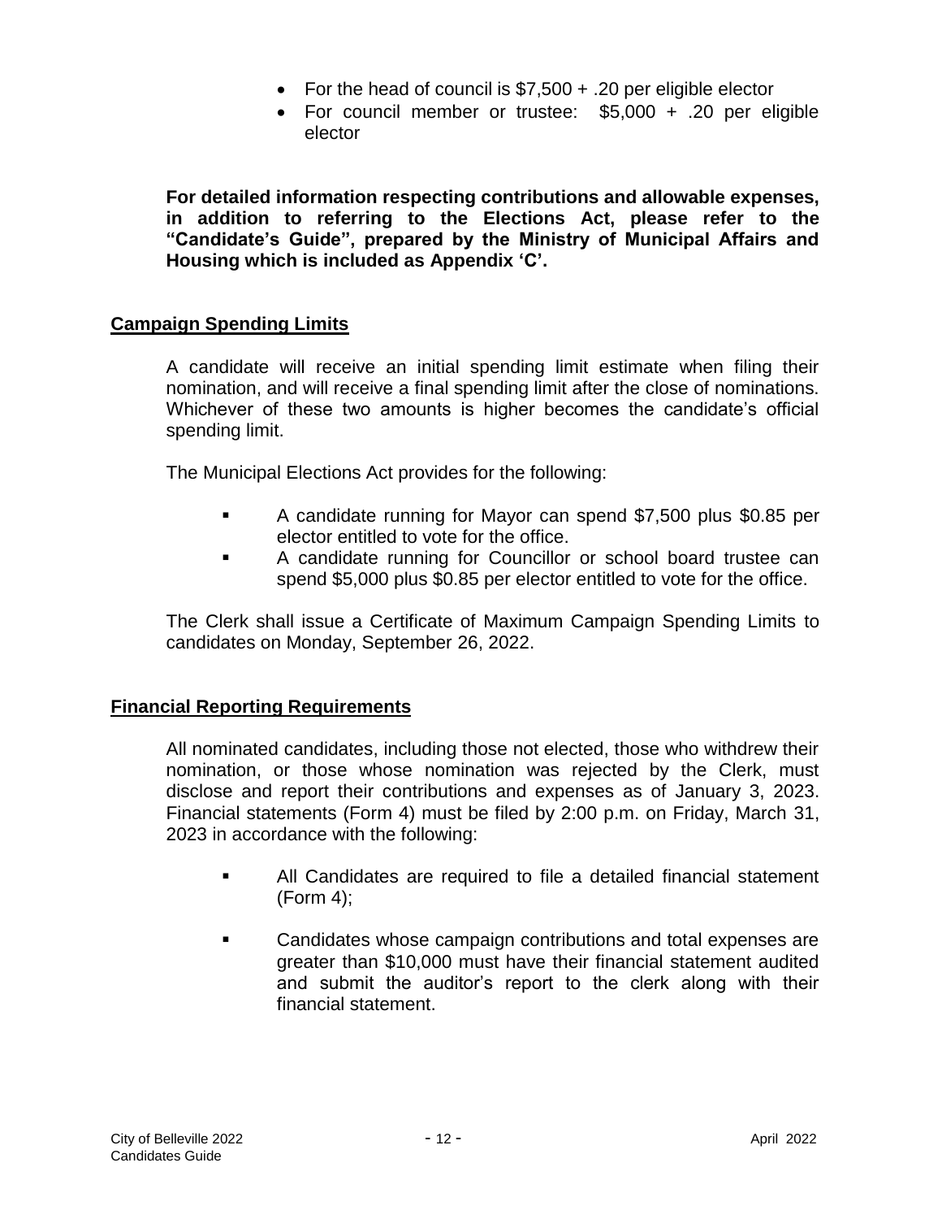- For the head of council is \$7,500 + .20 per eligible elector
- For council member or trustee: \$5,000 + .20 per eligible elector

**For detailed information respecting contributions and allowable expenses, in addition to referring to the Elections Act, please refer to the "Candidate's Guide", prepared by the Ministry of Municipal Affairs and Housing which is included as Appendix 'C'.**

## Campaign Spending Limits

A candidate will receive an initial spending limit estimate when filing their nomination, and will receive a final spending limit after the close of nominations. Whichever of these two amounts is higher becomes the candidate's official spending limit.

The Municipal Elections Act provides for the following:

- A candidate running for Mayor can spend \$7,500 plus \$0.85 per elector entitled to vote for the office.
- A candidate running for Councillor or school board trustee can spend \$5,000 plus \$0.85 per elector entitled to vote for the office.

The Clerk shall issue a Certificate of Maximum Campaign Spending Limits to candidates on Monday, September 26, 2022.

## Financial Reporting Requirements

All nominated candidates, including those not elected, those who withdrew their nomination, or those whose nomination was rejected by the Clerk, must disclose and report their contributions and expenses as of January 3, 2023. Financial statements (Form 4) must be filed by 2:00 p.m. on Friday, March 31, 2023 in accordance with the following:

- All Candidates are required to file a detailed financial statement (Form 4);
- Candidates whose campaign contributions and total expenses are greater than \$10,000 must have their financial statement audited and submit the auditor's report to the clerk along with their financial statement.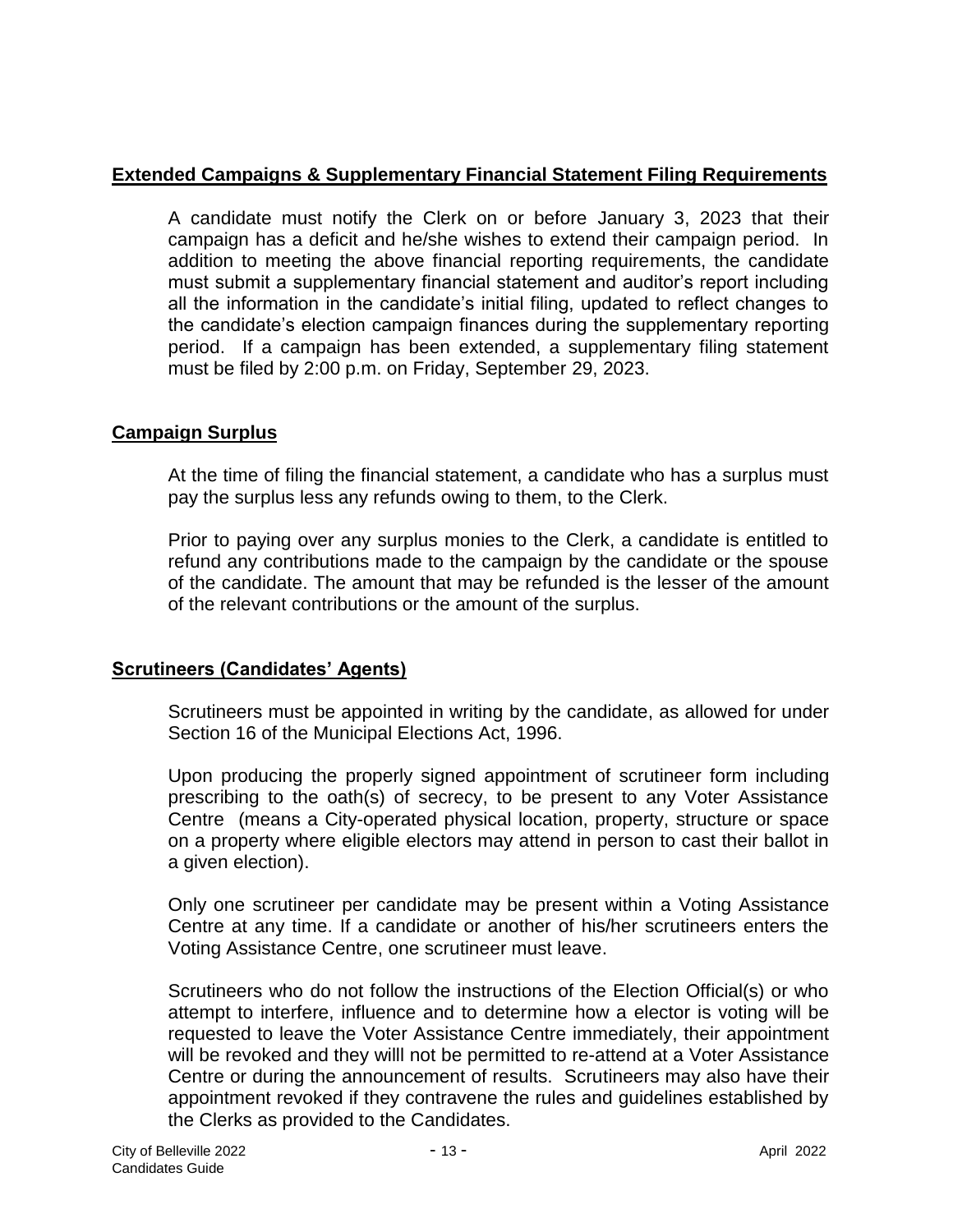## Extended Campaigns & Supplementary Financial Statement Filing Requirements

A candidate must notify the Clerk on or before January 3, 2023 that their campaign has a deficit and he/she wishes to extend their campaign period. In addition to meeting the above financial reporting requirements, the candidate must submit a supplementary financial statement and auditor's report including all the information in the candidate's initial filing, updated to reflect changes to the candidate's election campaign finances during the supplementary reporting period. If a campaign has been extended, a supplementary filing statement must be filed by 2:00 p.m. on Friday, September 29, 2023.

## Campaign Surplus

At the time of filing the financial statement, a candidate who has a surplus must pay the surplus less any refunds owing to them, to the Clerk.

Prior to paying over any surplus monies to the Clerk, a candidate is entitled to refund any contributions made to the campaign by the candidate or the spouse of the candidate. The amount that may be refunded is the lesser of the amount of the relevant contributions or the amount of the surplus.

## Scrutineers (Candidates' Agents)

Scrutineers must be appointed in writing by the candidate, as allowed for under Section 16 of the Municipal Elections Act, 1996.

Upon producing the properly signed appointment of scrutineer form including prescribing to the oath(s) of secrecy, to be present to any Voter Assistance Centre (means a City-operated physical location, property, structure or space on a property where eligible electors may attend in person to cast their ballot in a given election).

Only one scrutineer per candidate may be present within a Voting Assistance Centre at any time. If a candidate or another of his/her scrutineers enters the Voting Assistance Centre, one scrutineer must leave.

Scrutineers who do not follow the instructions of the Election Official(s) or who attempt to interfere, influence and to determine how a elector is voting will be requested to leave the Voter Assistance Centre immediately, their appointment will be revoked and they willl not be permitted to re-attend at a Voter Assistance Centre or during the announcement of results. Scrutineers may also have their appointment revoked if they contravene the rules and guidelines established by the Clerks as provided to the Candidates.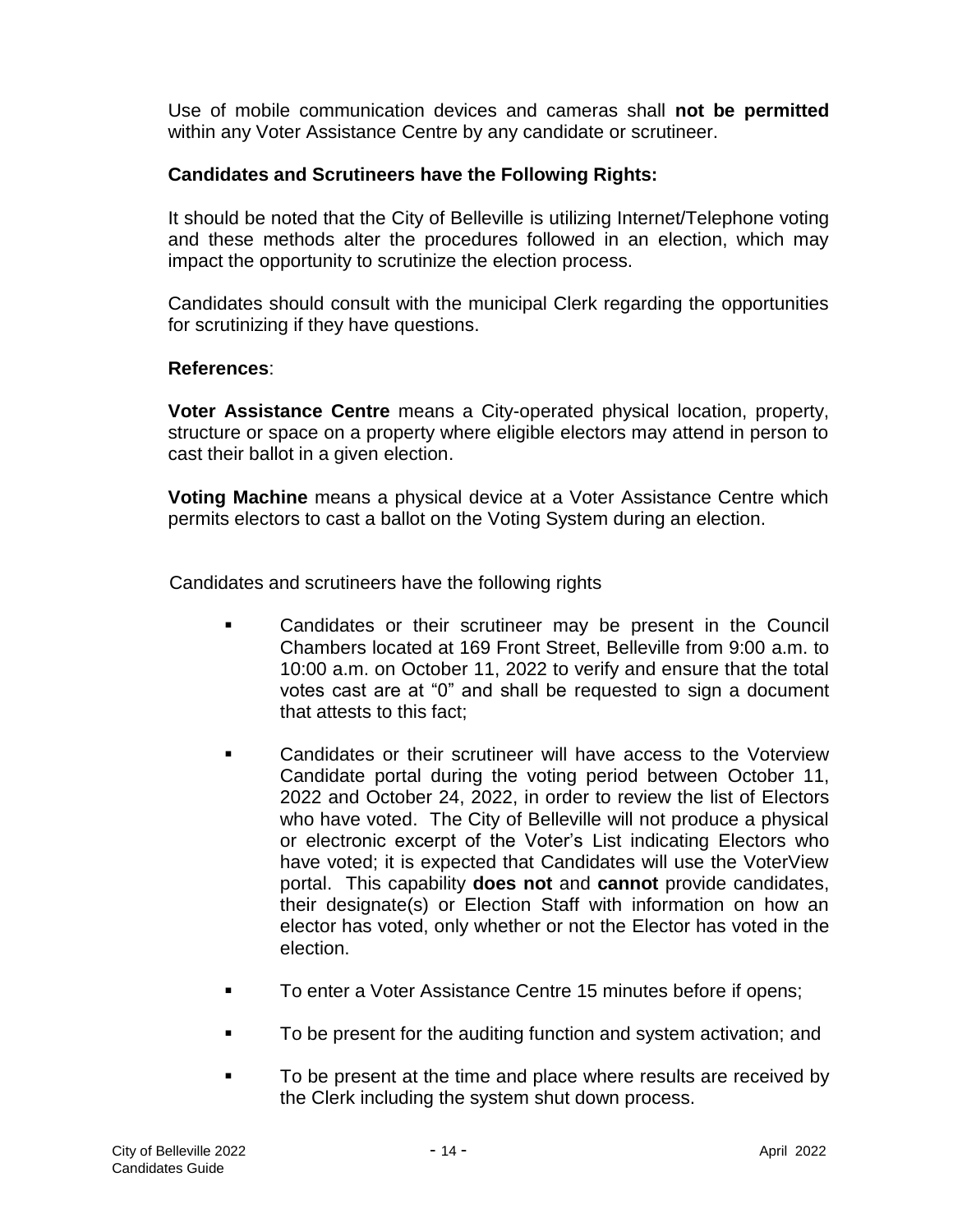Use of mobile communication devices and cameras shall **not be permitted** within any Voter Assistance Centre by any candidate or scrutineer.

**Candidates and Scrutineers have the Following Rights:**

It should be noted that the City of Belleville is utilizing Internet/Telephone voting and these methods alter the procedures followed in an election, which may impact the opportunity to scrutinize the election process.

Candidates should consult with the municipal Clerk regarding the opportunities for scrutinizing if they have questions.

**References**:

**Voter Assistance Centre** means a City-operated physical location, property, structure or space on a property where eligible electors may attend in person to cast their ballot in a given election.

**Voting Machine** means a physical device at a Voter Assistance Centre which permits electors to cast a ballot on the Voting System during an election.

Candidates and scrutineers have the following rights

- Candidates or their scrutineer may be present in the Council Chambers located at 169 Front Street, Belleville from 9:00 a.m. to 10:00 a.m. on October 11, 2022 to verify and ensure that the total votes cast are at "0" and shall be requested to sign a document that attests to this fact;
- Candidates or their scrutineer will have access to the Voterview Candidate portal during the voting period between October 11, 2022 and October 24, 2022, in order to review the list of Electors who have voted. The City of Belleville will not produce a physical or electronic excerpt of the Voter's List indicating Electors who have voted; it is expected that Candidates will use the VoterView portal. This capability **does not** and **cannot** provide candidates, their designate(s) or Election Staff with information on how an elector has voted, only whether or not the Elector has voted in the election.
- To enter a Voter Assistance Centre 15 minutes before if opens;
- To be present for the auditing function and system activation; and
- To be present at the time and place where results are received by the Clerk including the system shut down process.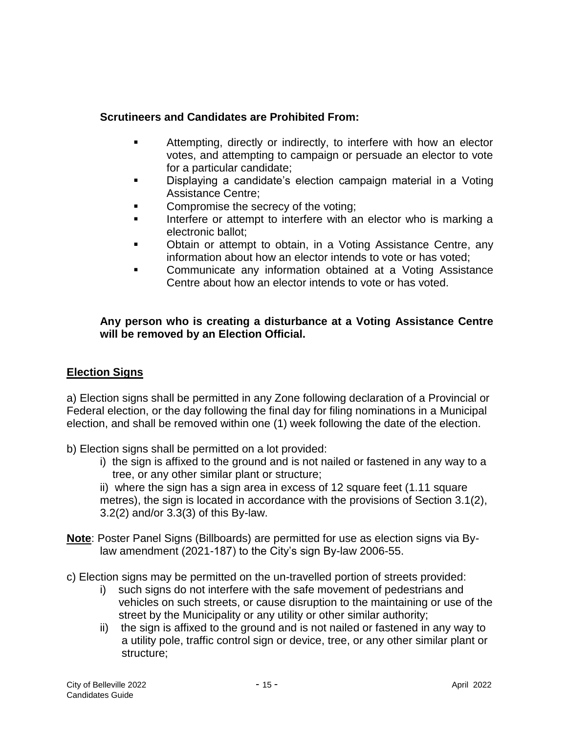**Scrutineers and Candidates are Prohibited From:**

- Attempting, directly or indirectly, to interfere with how an elector votes, and attempting to campaign or persuade an elector to vote for a particular candidate;
- Displaying a candidate's election campaign material in a Voting Assistance Centre;
- Compromise the secrecy of the voting;
- Interfere or attempt to interfere with an elector who is marking a electronic ballot;
- Obtain or attempt to obtain, in a Voting Assistance Centre, any information about how an elector intends to vote or has voted;
- Communicate any information obtained at a Voting Assistance Centre about how an elector intends to vote or has voted.

**Any person who is creating a disturbance at a Voting Assistance Centre will be removed by an Election Official.**

## Election Signs

a) Election signs shall be permitted in any Zone following declaration of a Provincial or Federal election, or the day following the final day for filing nominations in a Municipal election, and shall be removed within one (1) week following the date of the election.

b) Election signs shall be permitted on a lot provided:

i) the sign is affixed to the ground and is not nailed or fastened in any way to a tree, or any other similar plant or structure;

ii) where the sign has a sign area in excess of 12 square feet (1.11 square metres), the sign is located in accordance with the provisions of Section 3.1(2), 3.2(2) and/or 3.3(3) of this By-law.

**Note**: Poster Panel Signs (Billboards) are permitted for use as election signs via By-law amendment (2021-187) to the City's sign By-law 2006-55.

c) Election signs may be permitted on the un-travelled portion of streets provided:

i) such signs do not interfere with the safe movement of pedestrians and vehicles on such streets, or cause disruption to the maintaining or use of the street by the Municipality or any utility or other similar authority;

ii) the sign is affixed to the ground and is not nailed or fastened in any way to a utility pole, traffic control sign or device, tree, or any other similar plant or structure;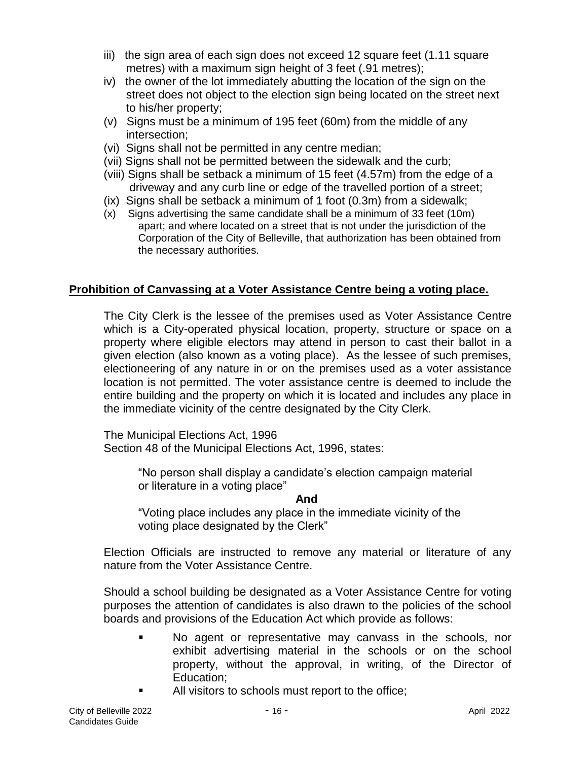iii) the sign area of each sign does not exceed 12 square feet (1.11 square metres) with a maximum sign height of 3 feet (.91 metres);

iv) the owner of the lot immediately abutting the location of the sign on the street does not object to the election sign being located on the street next to his/her property;

(v) Signs must be a minimum of 195 feet (60m) from the middle of any intersection;

(vi) Signs shall not be permitted in any centre median;

(vii) Signs shall not be permitted between the sidewalk and the curb;

(viii) Signs shall be setback a minimum of 15 feet (4.57m) from the edge of a driveway and any curb line or edge of the travelled portion of a street;

(ix) Signs shall be setback a minimum of 1 foot (0.3m) from a sidewalk;

(x) Signs advertising the same candidate shall be a minimum of 33 feet (10m) apart; and where located on a street that is not under the jurisdiction of the Corporation of the City of Belleville, that authorization has been obtained from the necessary authorities.

## **Prohibition of Canvassing at a Voter Assistance Centre being a voting place.**

The City Clerk is the lessee of the premises used as Voter Assistance Centre which is a City-operated physical location, property, structure or space on a property where eligible electors may attend in person to cast their ballot in a given election (also known as a voting place). As the lessee of such premises, electioneering of any nature in or on the premises used as a voter assistance location is not permitted. The voter assistance centre is deemed to include the entire building and the property on which it is located and includes any place in the immediate vicinity of the centre designated by the City Clerk.

The Municipal Elections Act, 1996
Section 48 of the Municipal Elections Act, 1996, states:

> "No person shall display a candidate's election campaign material or literature in a voting place"
>
> **And**
>
> "Voting place includes any place in the immediate vicinity of the voting place designated by the Clerk"

Election Officials are instructed to remove any material or literature of any nature from the Voter Assistance Centre.

Should a school building be designated as a Voter Assistance Centre for voting purposes the attention of candidates is also drawn to the policies of the school boards and provisions of the Education Act which provide as follows:

- No agent or representative may canvass in the schools, nor exhibit advertising material in the schools or on the school property, without the approval, in writing, of the Director of Education;
- All visitors to schools must report to the office;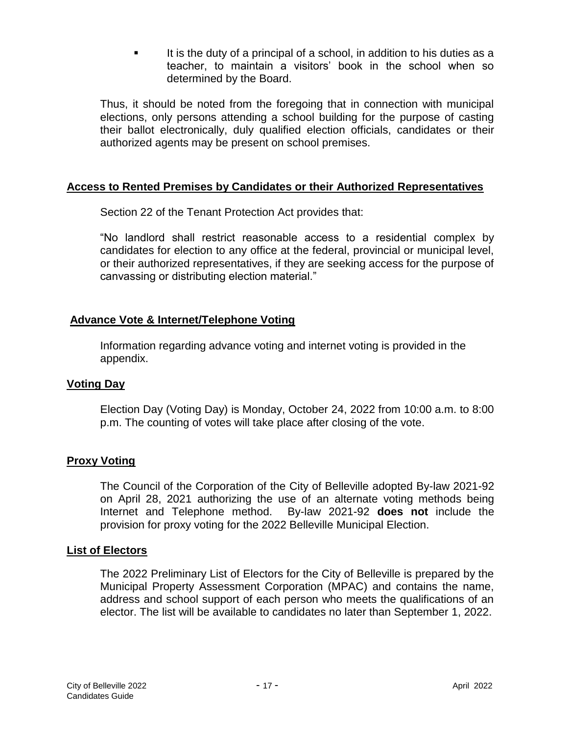- It is the duty of a principal of a school, in addition to his duties as a teacher, to maintain a visitors' book in the school when so determined by the Board.

Thus, it should be noted from the foregoing that in connection with municipal elections, only persons attending a school building for the purpose of casting their ballot electronically, duly qualified election officials, candidates or their authorized agents may be present on school premises.

## Access to Rented Premises by Candidates or their Authorized Representatives

Section 22 of the Tenant Protection Act provides that:

"No landlord shall restrict reasonable access to a residential complex by candidates for election to any office at the federal, provincial or municipal level, or their authorized representatives, if they are seeking access for the purpose of canvassing or distributing election material."

## Advance Vote & Internet/Telephone Voting

Information regarding advance voting and internet voting is provided in the appendix.

## Voting Day

Election Day (Voting Day) is Monday, October 24, 2022 from 10:00 a.m. to 8:00 p.m. The counting of votes will take place after closing of the vote.

## Proxy Voting

The Council of the Corporation of the City of Belleville adopted By-law 2021-92 on April 28, 2021 authorizing the use of an alternate voting methods being Internet and Telephone method. By-law 2021-92 **does not** include the provision for proxy voting for the 2022 Belleville Municipal Election.

## List of Electors

The 2022 Preliminary List of Electors for the City of Belleville is prepared by the Municipal Property Assessment Corporation (MPAC) and contains the name, address and school support of each person who meets the qualifications of an elector. The list will be available to candidates no later than September 1, 2022.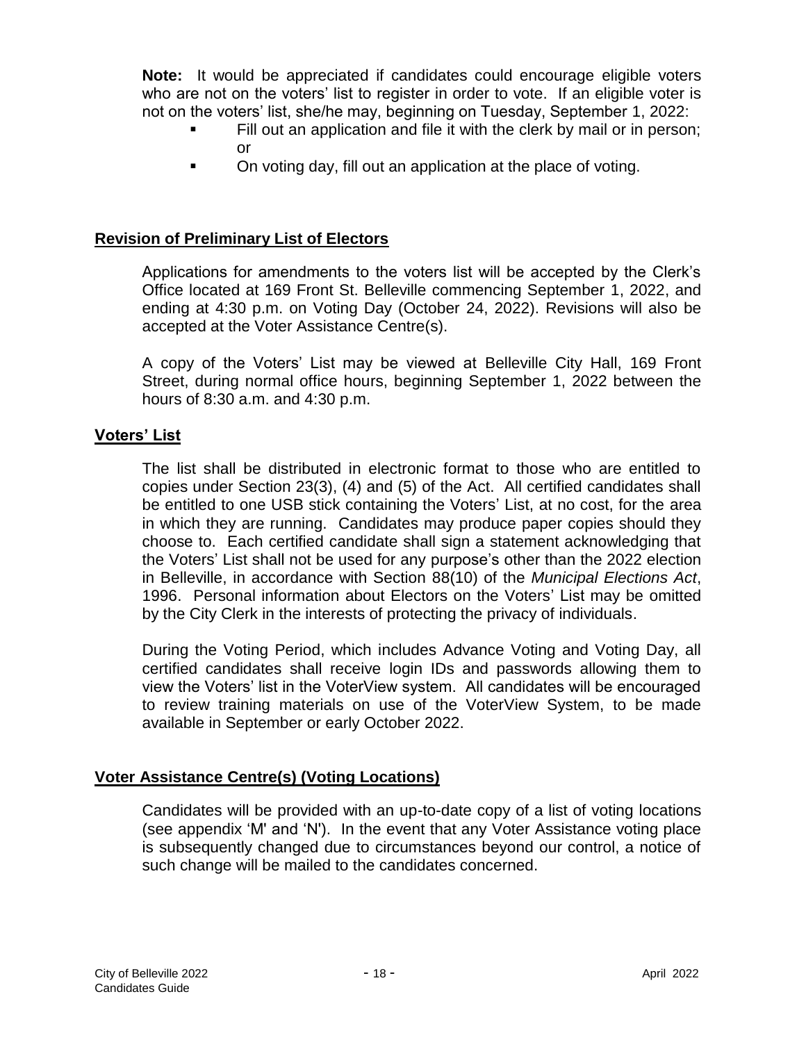**Note:** It would be appreciated if candidates could encourage eligible voters who are not on the voters' list to register in order to vote. If an eligible voter is not on the voters' list, she/he may, beginning on Tuesday, September 1, 2022:

- Fill out an application and file it with the clerk by mail or in person; or
- On voting day, fill out an application at the place of voting.

## Revision of Preliminary List of Electors

Applications for amendments to the voters list will be accepted by the Clerk's Office located at 169 Front St. Belleville commencing September 1, 2022, and ending at 4:30 p.m. on Voting Day (October 24, 2022). Revisions will also be accepted at the Voter Assistance Centre(s).

A copy of the Voters' List may be viewed at Belleville City Hall, 169 Front Street, during normal office hours, beginning September 1, 2022 between the hours of 8:30 a.m. and 4:30 p.m.

## Voters' List

The list shall be distributed in electronic format to those who are entitled to copies under Section 23(3), (4) and (5) of the Act. All certified candidates shall be entitled to one USB stick containing the Voters' List, at no cost, for the area in which they are running. Candidates may produce paper copies should they choose to. Each certified candidate shall sign a statement acknowledging that the Voters' List shall not be used for any purpose's other than the 2022 election in Belleville, in accordance with Section 88(10) of the *Municipal Elections Act*, 1996. Personal information about Electors on the Voters' List may be omitted by the City Clerk in the interests of protecting the privacy of individuals.

During the Voting Period, which includes Advance Voting and Voting Day, all certified candidates shall receive login IDs and passwords allowing them to view the Voters' list in the VoterView system. All candidates will be encouraged to review training materials on use of the VoterView System, to be made available in September or early October 2022.

## Voter Assistance Centre(s) (Voting Locations)

Candidates will be provided with an up-to-date copy of a list of voting locations (see appendix 'M' and 'N'). In the event that any Voter Assistance voting place is subsequently changed due to circumstances beyond our control, a notice of such change will be mailed to the candidates concerned.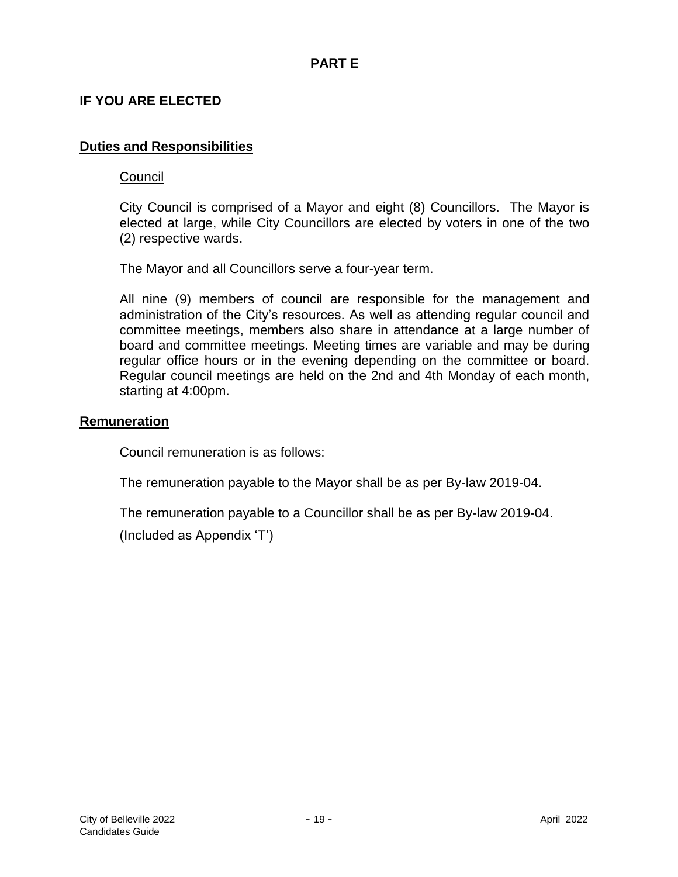# PART E

## IF YOU ARE ELECTED

### Duties and Responsibilities

#### Council

City Council is comprised of a Mayor and eight (8) Councillors. The Mayor is elected at large, while City Councillors are elected by voters in one of the two (2) respective wards.

The Mayor and all Councillors serve a four-year term.

All nine (9) members of council are responsible for the management and administration of the City's resources. As well as attending regular council and committee meetings, members also share in attendance at a large number of board and committee meetings. Meeting times are variable and may be during regular office hours or in the evening depending on the committee or board. Regular council meetings are held on the 2nd and 4th Monday of each month, starting at 4:00pm.

### Remuneration

Council remuneration is as follows:

The remuneration payable to the Mayor shall be as per By-law 2019-04.

The remuneration payable to a Councillor shall be as per By-law 2019-04.

(Included as Appendix 'T')